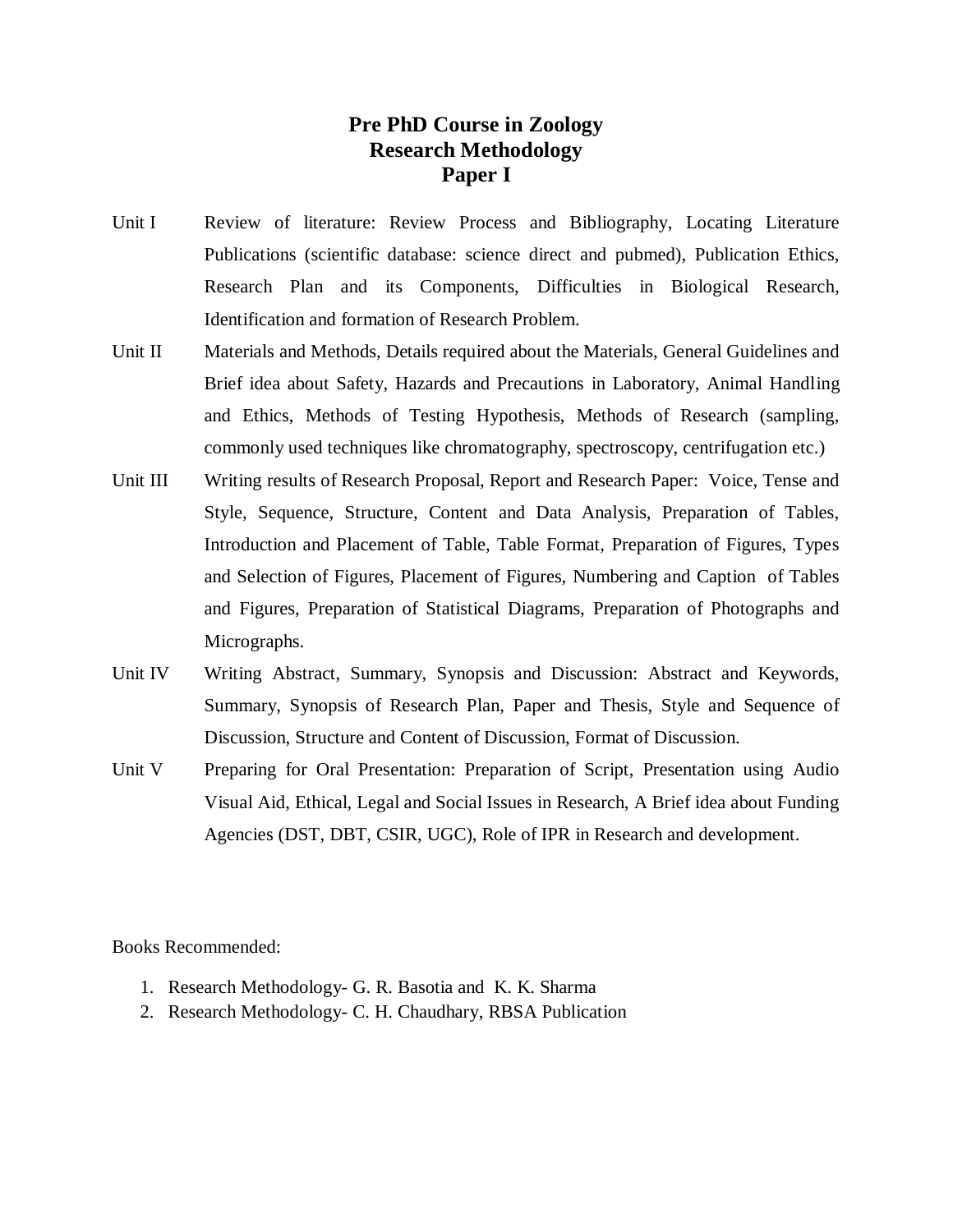# Pre PhD Course in Zoology
## Research Methodology
## Paper I

**Unit I** Review of literature: Review Process and Bibliography, Locating Literature Publications (scientific database: science direct and pubmed), Publication Ethics, Research Plan and its Components, Difficulties in Biological Research, Identification and formation of Research Problem.

**Unit II** Materials and Methods, Details required about the Materials, General Guidelines and Brief idea about Safety, Hazards and Precautions in Laboratory, Animal Handling and Ethics, Methods of Testing Hypothesis, Methods of Research (sampling, commonly used techniques like chromatography, spectroscopy, centrifugation etc.)

**Unit III** Writing results of Research Proposal, Report and Research Paper: Voice, Tense and Style, Sequence, Structure, Content and Data Analysis, Preparation of Tables, Introduction and Placement of Table, Table Format, Preparation of Figures, Types and Selection of Figures, Placement of Figures, Numbering and Caption of Tables and Figures, Preparation of Statistical Diagrams, Preparation of Photographs and Micrographs.

**Unit IV** Writing Abstract, Summary, Synopsis and Discussion: Abstract and Keywords, Summary, Synopsis of Research Plan, Paper and Thesis, Style and Sequence of Discussion, Structure and Content of Discussion, Format of Discussion.

**Unit V** Preparing for Oral Presentation: Preparation of Script, Presentation using Audio Visual Aid, Ethical, Legal and Social Issues in Research, A Brief idea about Funding Agencies (DST, DBT, CSIR, UGC), Role of IPR in Research and development.

Books Recommended:

1. Research Methodology- G. R. Basotia and K. K. Sharma
2. Research Methodology- C. H. Chaudhary, RBSA Publication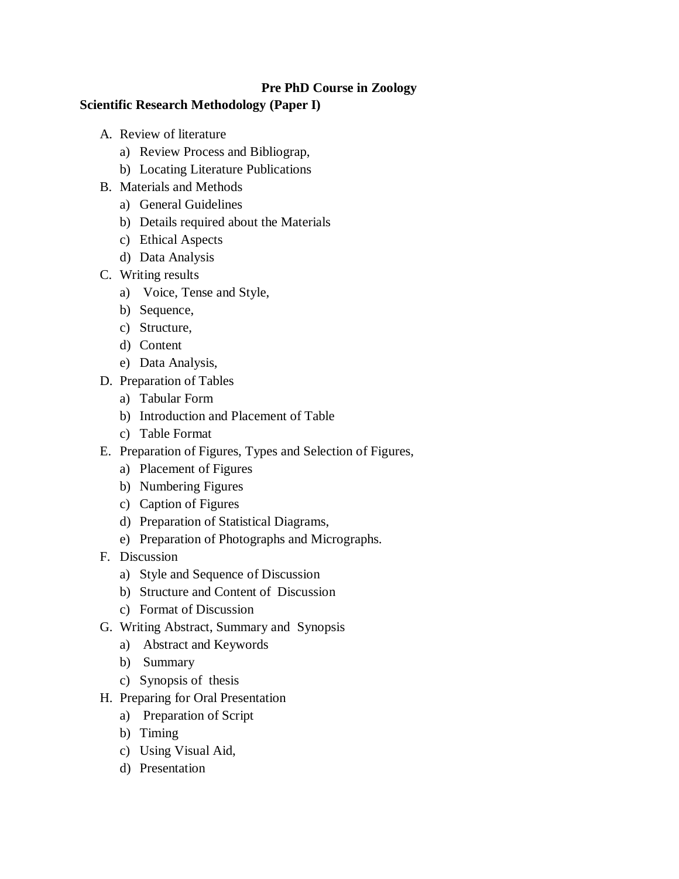# Pre PhD Course in Zoology

## Scientific Research Methodology (Paper I)

A. Review of literature
   a) Review Process and Bibliograp,
   b) Locating Literature Publications
B. Materials and Methods
   a) General Guidelines
   b) Details required about the Materials
   c) Ethical Aspects
   d) Data Analysis
C. Writing results
   a) Voice, Tense and Style,
   b) Sequence,
   c) Structure,
   d) Content
   e) Data Analysis,
D. Preparation of Tables
   a) Tabular Form
   b) Introduction and Placement of Table
   c) Table Format
E. Preparation of Figures, Types and Selection of Figures,
   a) Placement of Figures
   b) Numbering Figures
   c) Caption of Figures
   d) Preparation of Statistical Diagrams,
   e) Preparation of Photographs and Micrographs.
F. Discussion
   a) Style and Sequence of Discussion
   b) Structure and Content of Discussion
   c) Format of Discussion
G. Writing Abstract, Summary and Synopsis
   a) Abstract and Keywords
   b) Summary
   c) Synopsis of thesis
H. Preparing for Oral Presentation
   a) Preparation of Script
   b) Timing
   c) Using Visual Aid,
   d) Presentation